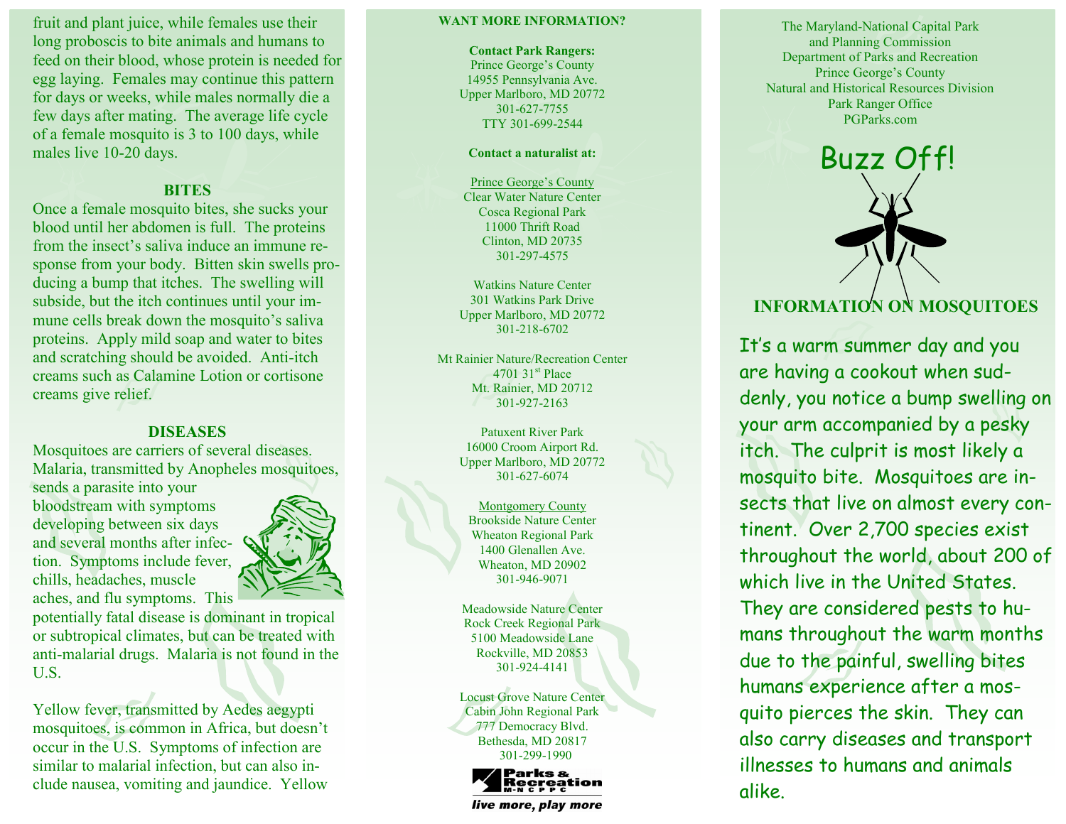fruit and plant juice, while females use their long proboscis to bite animals and humans to feed on their blood, whose protein is needed for egg laying. Females may continue this pattern for days or weeks, while males normally die a few days after mating. The average life cycle of a female mosquito is 3 to 100 days, while males live 10-20 days.

### BITES

Once a female mosquito bites, she sucks your blood until her abdomen is full. The proteins from the insect's saliva induce an immune response from your body. Bitten skin swells producing a bump that itches. The swelling will subside, but the itch continues until your immune cells break down the mosquito's saliva proteins. Apply mild soap and water to bites and scratching should be avoided. Anti-itch creams such as Calamine Lotion or cortisone creams give relief.

### DISEASES

Mosquitoes are carriers of several diseases. Malaria, transmitted by Anopheles mosquitoes, sends a parasite into your bloodstream with symptoms developing between six days and several months after infection. Symptoms include fever, chills, headaches, muscle aches, and flu symptoms. This potentially fatal disease is dominant in tropical or subtropical climates, but can be treated with anti-malarial drugs. Malaria is not found in the U.S.

Yellow fever, transmitted by Aedes aegypti mosquitoes, is common in Africa, but doesn't occur in the U.S. Symptoms of infection are similar to malarial infection, but can also include nausea, vomiting and jaundice. Yellow

### WANT MORE INFORMATION?

**Contact Park Rangers:**
Prince George's County
14955 Pennsylvania Ave.
Upper Marlboro, MD 20772
301-627-7755
TTY 301-699-2544

**Contact a naturalist at:**

Prince George's County

Clear Water Nature Center
Cosca Regional Park
11000 Thrift Road
Clinton, MD 20735
301-297-4575

Watkins Nature Center
301 Watkins Park Drive
Upper Marlboro, MD 20772
301-218-6702

Mt Rainier Nature/Recreation Center
4701 31st Place
Mt. Rainier, MD 20712
301-927-2163

Patuxent River Park
16000 Croom Airport Rd.
Upper Marlboro, MD 20772
301-627-6074

Montgomery County

Brookside Nature Center
Wheaton Regional Park
1400 Glenallen Ave.
Wheaton, MD 20902
301-946-9071

Meadowside Nature Center
Rock Creek Regional Park
5100 Meadowside Lane
Rockville, MD 20853
301-924-4141

Locust Grove Nature Center
Cabin John Regional Park
777 Democracy Blvd.
Bethesda, MD 20817
301-299-1990

Parks & Recreation M-NCPPC
*live more, play more*

The Maryland-National Capital Park and Planning Commission
Department of Parks and Recreation
Prince George's County
Natural and Historical Resources Division
Park Ranger Office
PGParks.com

# Buzz Off!

## INFORMATION ON MOSQUITOES

It's a warm summer day and you are having a cookout when suddenly, you notice a bump swelling on your arm accompanied by a pesky itch. The culprit is most likely a mosquito bite. Mosquitoes are insects that live on almost every continent. Over 2,700 species exist throughout the world, about 200 of which live in the United States. They are considered pests to humans throughout the warm months due to the painful, swelling bites humans experience after a mosquito pierces the skin. They can also carry diseases and transport illnesses to humans and animals alike.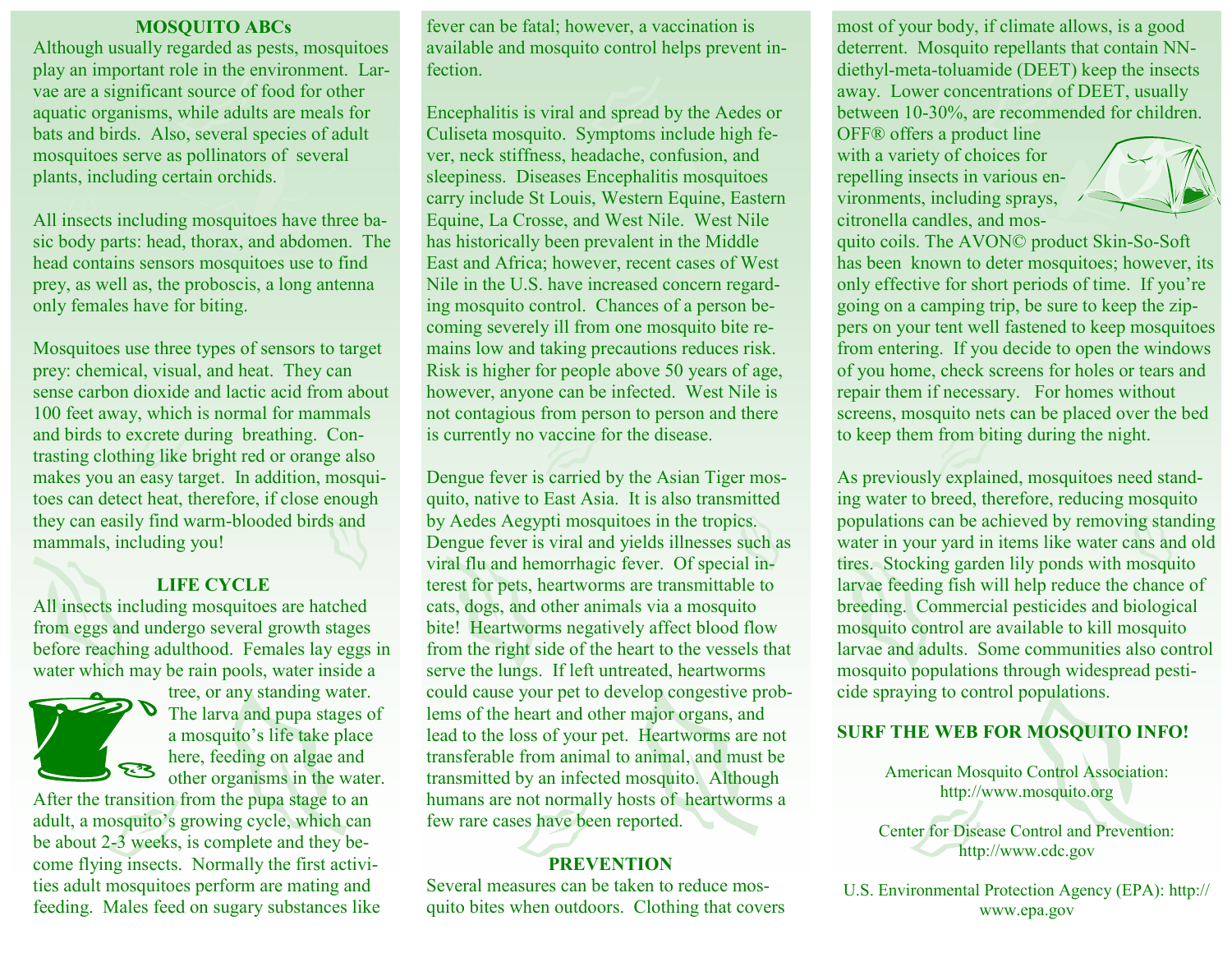## MOSQUITO ABCs

Although usually regarded as pests, mosquitoes play an important role in the environment. Larvae are a significant source of food for other aquatic organisms, while adults are meals for bats and birds. Also, several species of adult mosquitoes serve as pollinators of several plants, including certain orchids.

All insects including mosquitoes have three basic body parts: head, thorax, and abdomen. The head contains sensors mosquitoes use to find prey, as well as, the proboscis, a long antenna only females have for biting.

Mosquitoes use three types of sensors to target prey: chemical, visual, and heat. They can sense carbon dioxide and lactic acid from about 100 feet away, which is normal for mammals and birds to excrete during breathing. Contrasting clothing like bright red or orange also makes you an easy target. In addition, mosquitoes can detect heat, therefore, if close enough they can easily find warm-blooded birds and mammals, including you!

## LIFE CYCLE

All insects including mosquitoes are hatched from eggs and undergo several growth stages before reaching adulthood. Females lay eggs in water which may be rain pools, water inside a tree, or any standing water. The larva and pupa stages of a mosquito's life take place here, feeding on algae and other organisms in the water. After the transition from the pupa stage to an adult, a mosquito's growing cycle, which can be about 2-3 weeks, is complete and they become flying insects. Normally the first activities adult mosquitoes perform are mating and feeding. Males feed on sugary substances like

fever can be fatal; however, a vaccination is available and mosquito control helps prevent infection.

Encephalitis is viral and spread by the Aedes or Culiseta mosquito. Symptoms include high fever, neck stiffness, headache, confusion, and sleepiness. Diseases Encephalitis mosquitoes carry include St Louis, Western Equine, Eastern Equine, La Crosse, and West Nile. West Nile has historically been prevalent in the Middle East and Africa; however, recent cases of West Nile in the U.S. have increased concern regarding mosquito control. Chances of a person becoming severely ill from one mosquito bite remains low and taking precautions reduces risk. Risk is higher for people above 50 years of age, however, anyone can be infected. West Nile is not contagious from person to person and there is currently no vaccine for the disease.

Dengue fever is carried by the Asian Tiger mosquito, native to East Asia. It is also transmitted by Aedes Aegypti mosquitoes in the tropics. Dengue fever is viral and yields illnesses such as viral flu and hemorrhagic fever. Of special interest for pets, heartworms are transmittable to cats, dogs, and other animals via a mosquito bite! Heartworms negatively affect blood flow from the right side of the heart to the vessels that serve the lungs. If left untreated, heartworms could cause your pet to develop congestive problems of the heart and other major organs, and lead to the loss of your pet. Heartworms are not transferable from animal to animal, and must be transmitted by an infected mosquito. Although humans are not normally hosts of heartworms a few rare cases have been reported.

## PREVENTION

Several measures can be taken to reduce mosquito bites when outdoors. Clothing that covers most of your body, if climate allows, is a good deterrent. Mosquito repellants that contain NN-diethyl-meta-toluamide (DEET) keep the insects away. Lower concentrations of DEET, usually between 10-30%, are recommended for children. OFF® offers a product line with a variety of choices for repelling insects in various environments, including sprays, citronella candles, and mosquito coils. The AVON© product Skin-So-Soft has been known to deter mosquitoes; however, its only effective for short periods of time. If you're going on a camping trip, be sure to keep the zippers on your tent well fastened to keep mosquitoes from entering. If you decide to open the windows of you home, check screens for holes or tears and repair them if necessary. For homes without screens, mosquito nets can be placed over the bed to keep them from biting during the night.

As previously explained, mosquitoes need standing water to breed, therefore, reducing mosquito populations can be achieved by removing standing water in your yard in items like water cans and old tires. Stocking garden lily ponds with mosquito larvae feeding fish will help reduce the chance of breeding. Commercial pesticides and biological mosquito control are available to kill mosquito larvae and adults. Some communities also control mosquito populations through widespread pesticide spraying to control populations.

## SURF THE WEB FOR MOSQUITO INFO!

American Mosquito Control Association: http://www.mosquito.org

Center for Disease Control and Prevention: http://www.cdc.gov

U.S. Environmental Protection Agency (EPA): http://www.epa.gov